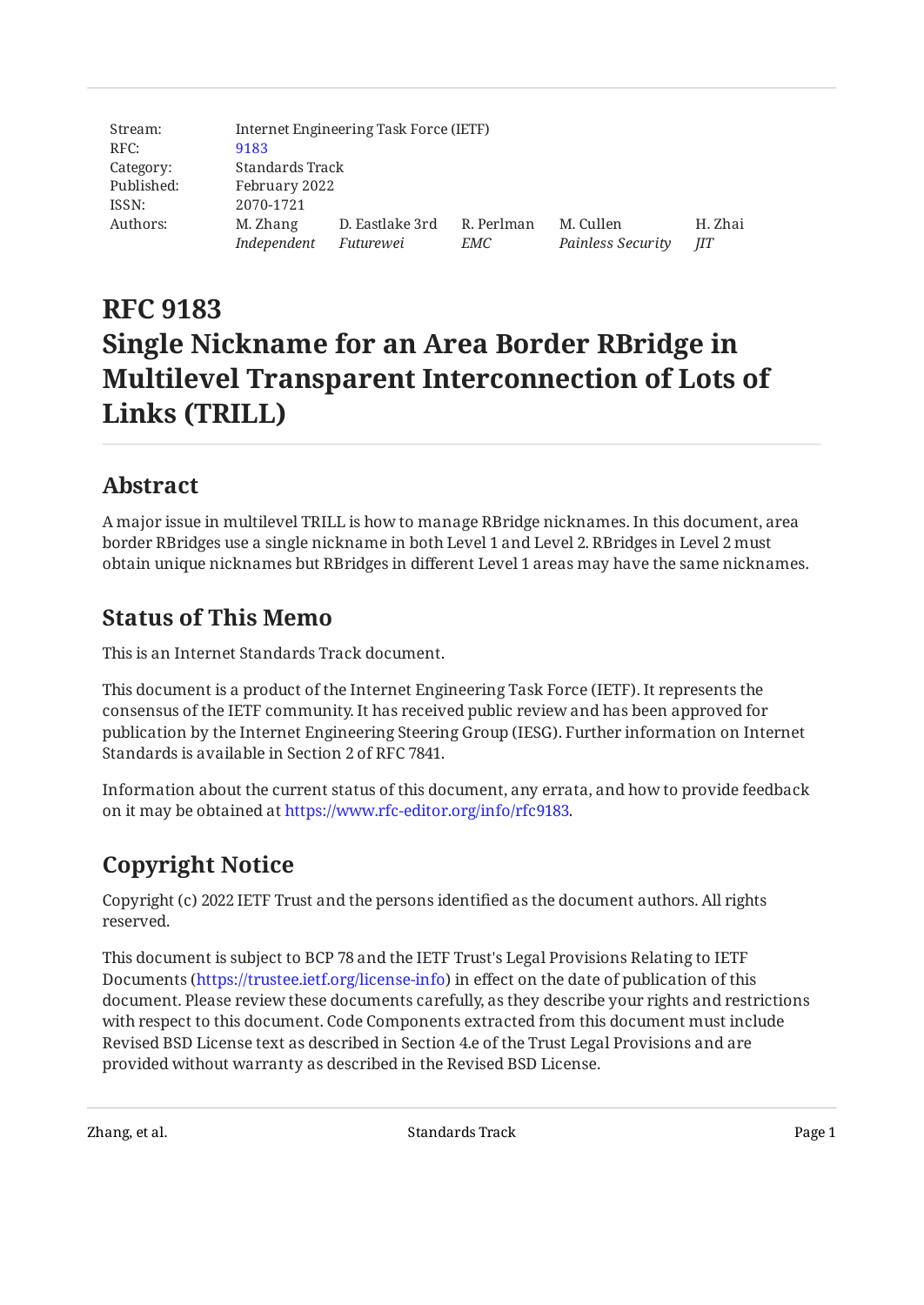| | | | | | |
|---|---|---|---|---|---|
| Stream: | Internet Engineering Task Force (IETF) | | | | |
| RFC: | 9183 | | | | |
| Category: | Standards Track | | | | |
| Published: | February 2022 | | | | |
| ISSN: | 2070-1721 | | | | |
| Authors: | M. Zhang | D. Eastlake 3rd | R. Perlman | M. Cullen | H. Zhai |
| | *Independent* | *Futurewei* | *EMC* | *Painless Security* | *JIT* |

# RFC 9183 Single Nickname for an Area Border RBridge in Multilevel Transparent Interconnection of Lots of Links (TRILL)

## Abstract

A major issue in multilevel TRILL is how to manage RBridge nicknames. In this document, area border RBridges use a single nickname in both Level 1 and Level 2. RBridges in Level 2 must obtain unique nicknames but RBridges in different Level 1 areas may have the same nicknames.

## Status of This Memo

This is an Internet Standards Track document.

This document is a product of the Internet Engineering Task Force (IETF). It represents the consensus of the IETF community. It has received public review and has been approved for publication by the Internet Engineering Steering Group (IESG). Further information on Internet Standards is available in Section 2 of RFC 7841.

Information about the current status of this document, any errata, and how to provide feedback on it may be obtained at https://www.rfc-editor.org/info/rfc9183.

## Copyright Notice

Copyright (c) 2022 IETF Trust and the persons identified as the document authors. All rights reserved.

This document is subject to BCP 78 and the IETF Trust's Legal Provisions Relating to IETF Documents (https://trustee.ietf.org/license-info) in effect on the date of publication of this document. Please review these documents carefully, as they describe your rights and restrictions with respect to this document. Code Components extracted from this document must include Revised BSD License text as described in Section 4.e of the Trust Legal Provisions and are provided without warranty as described in the Revised BSD License.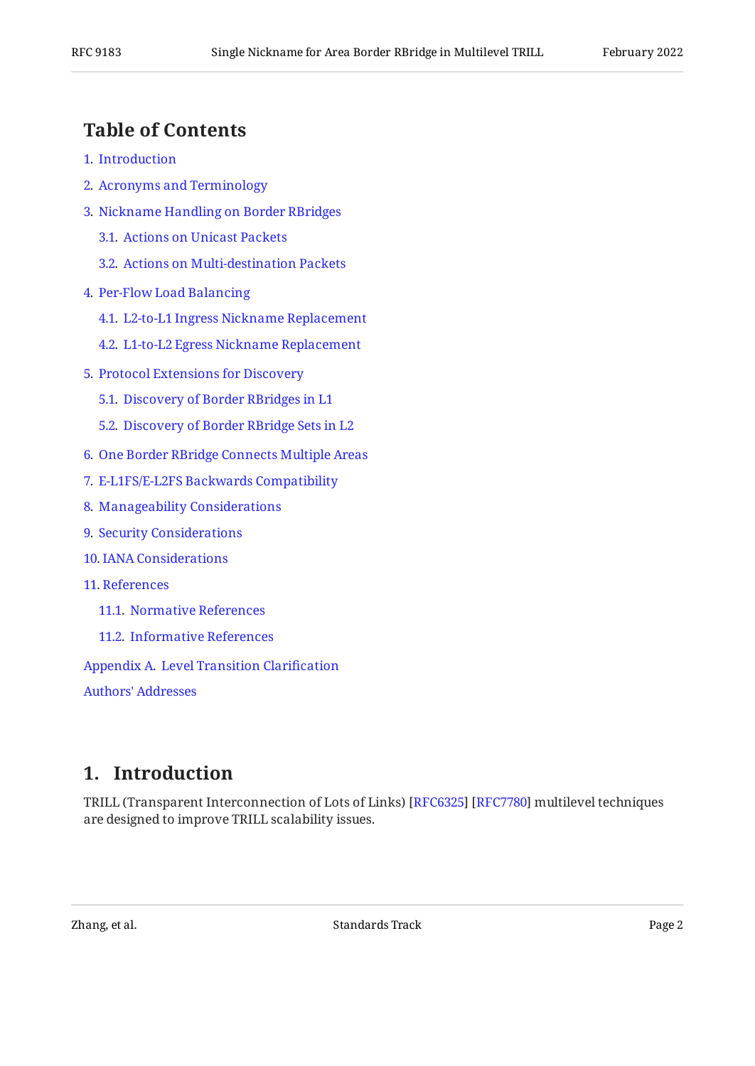## Table of Contents

1. Introduction
2. Acronyms and Terminology
3. Nickname Handling on Border RBridges
   - 3.1. Actions on Unicast Packets
   - 3.2. Actions on Multi-destination Packets
4. Per-Flow Load Balancing
   - 4.1. L2-to-L1 Ingress Nickname Replacement
   - 4.2. L1-to-L2 Egress Nickname Replacement
5. Protocol Extensions for Discovery
   - 5.1. Discovery of Border RBridges in L1
   - 5.2. Discovery of Border RBridge Sets in L2
6. One Border RBridge Connects Multiple Areas
7. E-L1FS/E-L2FS Backwards Compatibility
8. Manageability Considerations
9. Security Considerations
10. IANA Considerations
11. References
   - 11.1. Normative References
   - 11.2. Informative References

Appendix A. Level Transition Clarification

Authors' Addresses

## 1. Introduction

TRILL (Transparent Interconnection of Lots of Links) [RFC6325] [RFC7780] multilevel techniques are designed to improve TRILL scalability issues.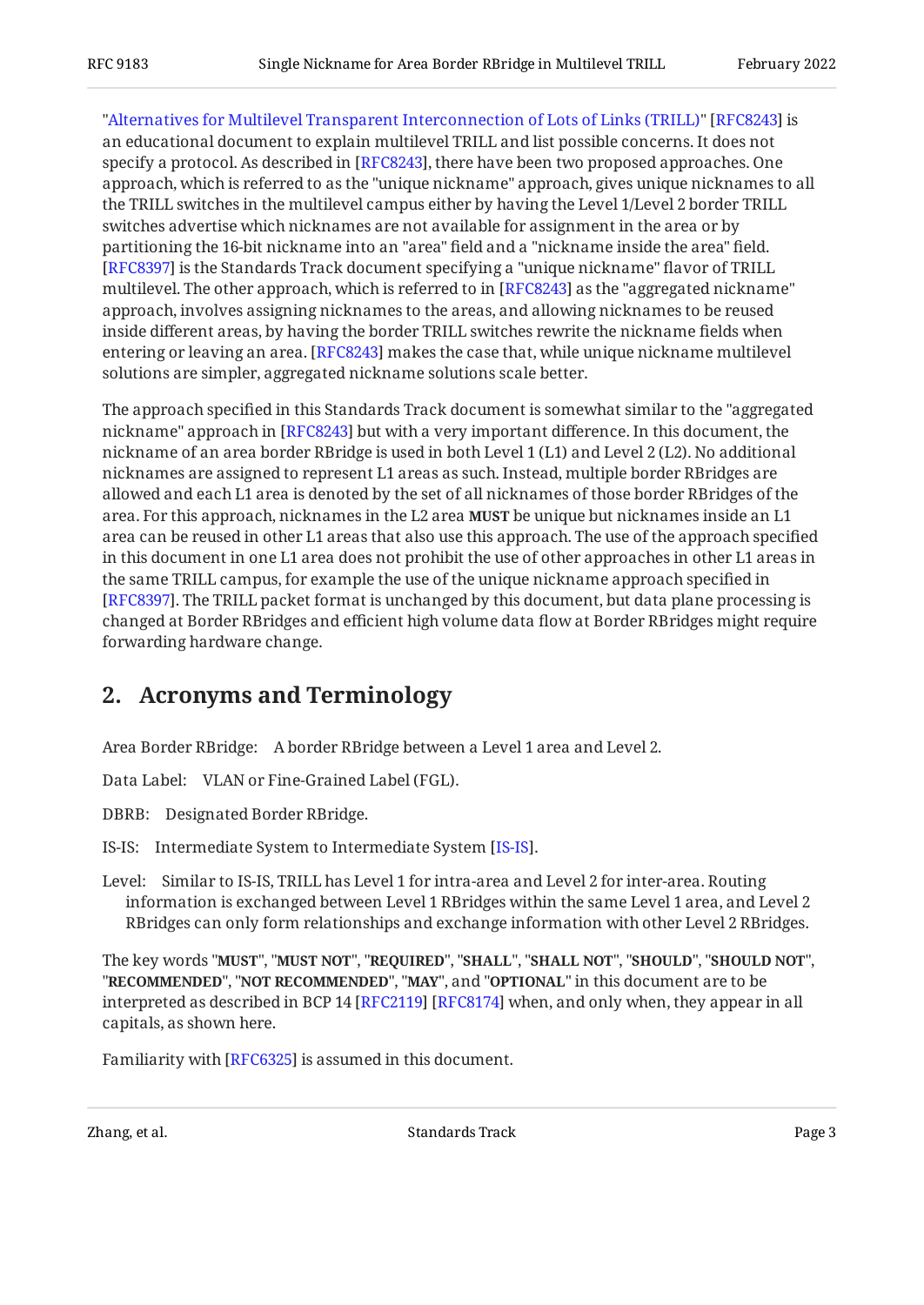"Alternatives for Multilevel Transparent Interconnection of Lots of Links (TRILL)" [RFC8243] is an educational document to explain multilevel TRILL and list possible concerns. It does not specify a protocol. As described in [RFC8243], there have been two proposed approaches. One approach, which is referred to as the "unique nickname" approach, gives unique nicknames to all the TRILL switches in the multilevel campus either by having the Level 1/Level 2 border TRILL switches advertise which nicknames are not available for assignment in the area or by partitioning the 16-bit nickname into an "area" field and a "nickname inside the area" field. [RFC8397] is the Standards Track document specifying a "unique nickname" flavor of TRILL multilevel. The other approach, which is referred to in [RFC8243] as the "aggregated nickname" approach, involves assigning nicknames to the areas, and allowing nicknames to be reused inside different areas, by having the border TRILL switches rewrite the nickname fields when entering or leaving an area. [RFC8243] makes the case that, while unique nickname multilevel solutions are simpler, aggregated nickname solutions scale better.

The approach specified in this Standards Track document is somewhat similar to the "aggregated nickname" approach in [RFC8243] but with a very important difference. In this document, the nickname of an area border RBridge is used in both Level 1 (L1) and Level 2 (L2). No additional nicknames are assigned to represent L1 areas as such. Instead, multiple border RBridges are allowed and each L1 area is denoted by the set of all nicknames of those border RBridges of the area. For this approach, nicknames in the L2 area **MUST** be unique but nicknames inside an L1 area can be reused in other L1 areas that also use this approach. The use of the approach specified in this document in one L1 area does not prohibit the use of other approaches in other L1 areas in the same TRILL campus, for example the use of the unique nickname approach specified in [RFC8397]. The TRILL packet format is unchanged by this document, but data plane processing is changed at Border RBridges and efficient high volume data flow at Border RBridges might require forwarding hardware change.

## 2. Acronyms and Terminology

Area Border RBridge: A border RBridge between a Level 1 area and Level 2.

Data Label: VLAN or Fine-Grained Label (FGL).

DBRB: Designated Border RBridge.

IS-IS: Intermediate System to Intermediate System [IS-IS].

Level: Similar to IS-IS, TRILL has Level 1 for intra-area and Level 2 for inter-area. Routing information is exchanged between Level 1 RBridges within the same Level 1 area, and Level 2 RBridges can only form relationships and exchange information with other Level 2 RBridges.

The key words "**MUST**", "**MUST NOT**", "**REQUIRED**", "**SHALL**", "**SHALL NOT**", "**SHOULD**", "**SHOULD NOT**", "**RECOMMENDED**", "**NOT RECOMMENDED**", "**MAY**", and "**OPTIONAL**" in this document are to be interpreted as described in BCP 14 [RFC2119] [RFC8174] when, and only when, they appear in all capitals, as shown here.

Familiarity with [RFC6325] is assumed in this document.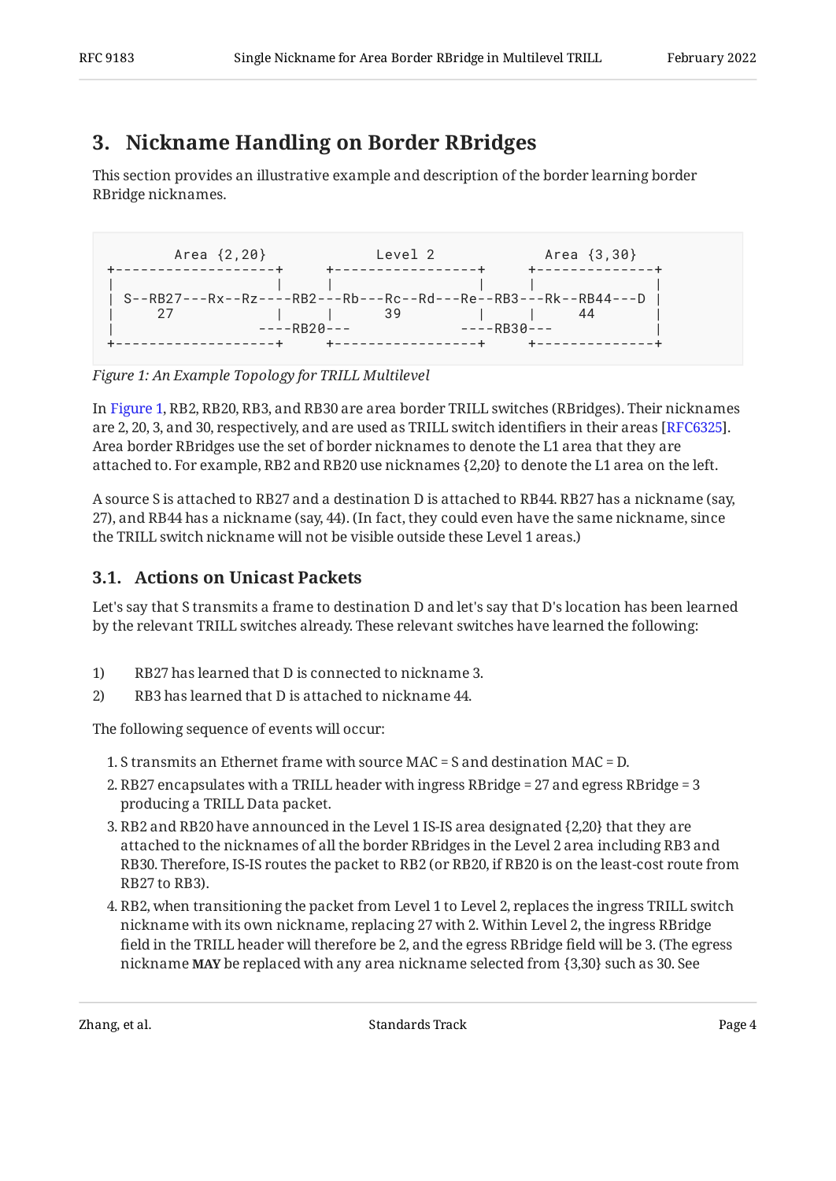## 3. Nickname Handling on Border RBridges

This section provides an illustrative example and description of the border learning border RBridge nicknames.

```
        Area {2,20}             Level 2             Area {3,30}
 +-------------------+     +-----------------+     +--------------+
 |                   |     |                 |     |              |
 | S--RB27---Rx--Rz----RB2---Rb---Rc--Rd---Re--RB3---Rk--RB44---D |
 |     27            |     |     39          |     |     44       |
 |                ----RB20---             ----RB30---             |
 +-------------------+     +-----------------+     +--------------+
```

*Figure 1: An Example Topology for TRILL Multilevel*

In Figure 1, RB2, RB20, RB3, and RB30 are area border TRILL switches (RBridges). Their nicknames are 2, 20, 3, and 30, respectively, and are used as TRILL switch identifiers in their areas [RFC6325]. Area border RBridges use the set of border nicknames to denote the L1 area that they are attached to. For example, RB2 and RB20 use nicknames {2,20} to denote the L1 area on the left.

A source S is attached to RB27 and a destination D is attached to RB44. RB27 has a nickname (say, 27), and RB44 has a nickname (say, 44). (In fact, they could even have the same nickname, since the TRILL switch nickname will not be visible outside these Level 1 areas.)

### 3.1. Actions on Unicast Packets

Let's say that S transmits a frame to destination D and let's say that D's location has been learned by the relevant TRILL switches already. These relevant switches have learned the following:

1) RB27 has learned that D is connected to nickname 3.
2) RB3 has learned that D is attached to nickname 44.

The following sequence of events will occur:

1. S transmits an Ethernet frame with source MAC = S and destination MAC = D.
2. RB27 encapsulates with a TRILL header with ingress RBridge = 27 and egress RBridge = 3 producing a TRILL Data packet.
3. RB2 and RB20 have announced in the Level 1 IS-IS area designated {2,20} that they are attached to the nicknames of all the border RBridges in the Level 2 area including RB3 and RB30. Therefore, IS-IS routes the packet to RB2 (or RB20, if RB20 is on the least-cost route from RB27 to RB3).
4. RB2, when transitioning the packet from Level 1 to Level 2, replaces the ingress TRILL switch nickname with its own nickname, replacing 27 with 2. Within Level 2, the ingress RBridge field in the TRILL header will therefore be 2, and the egress RBridge field will be 3. (The egress nickname **MAY** be replaced with any area nickname selected from {3,30} such as 30. See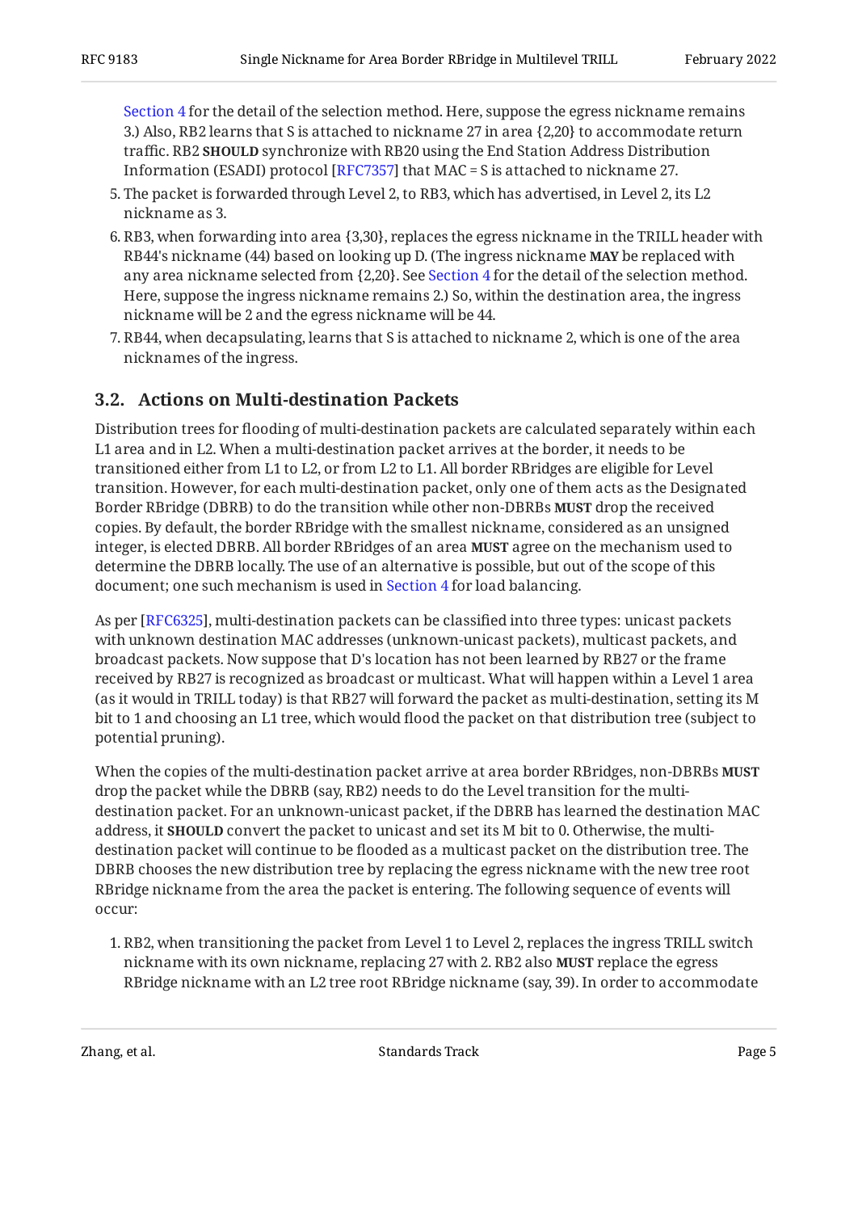Section 4 for the detail of the selection method. Here, suppose the egress nickname remains 3.) Also, RB2 learns that S is attached to nickname 27 in area {2,20} to accommodate return traffic. RB2 **SHOULD** synchronize with RB20 using the End Station Address Distribution Information (ESADI) protocol [RFC7357] that MAC = S is attached to nickname 27.

5. The packet is forwarded through Level 2, to RB3, which has advertised, in Level 2, its L2 nickname as 3.
6. RB3, when forwarding into area {3,30}, replaces the egress nickname in the TRILL header with RB44's nickname (44) based on looking up D. (The ingress nickname **MAY** be replaced with any area nickname selected from {2,20}. See Section 4 for the detail of the selection method. Here, suppose the ingress nickname remains 2.) So, within the destination area, the ingress nickname will be 2 and the egress nickname will be 44.
7. RB44, when decapsulating, learns that S is attached to nickname 2, which is one of the area nicknames of the ingress.

### 3.2. Actions on Multi-destination Packets

Distribution trees for flooding of multi-destination packets are calculated separately within each L1 area and in L2. When a multi-destination packet arrives at the border, it needs to be transitioned either from L1 to L2, or from L2 to L1. All border RBridges are eligible for Level transition. However, for each multi-destination packet, only one of them acts as the Designated Border RBridge (DBRB) to do the transition while other non-DBRBs **MUST** drop the received copies. By default, the border RBridge with the smallest nickname, considered as an unsigned integer, is elected DBRB. All border RBridges of an area **MUST** agree on the mechanism used to determine the DBRB locally. The use of an alternative is possible, but out of the scope of this document; one such mechanism is used in Section 4 for load balancing.

As per [RFC6325], multi-destination packets can be classified into three types: unicast packets with unknown destination MAC addresses (unknown-unicast packets), multicast packets, and broadcast packets. Now suppose that D's location has not been learned by RB27 or the frame received by RB27 is recognized as broadcast or multicast. What will happen within a Level 1 area (as it would in TRILL today) is that RB27 will forward the packet as multi-destination, setting its M bit to 1 and choosing an L1 tree, which would flood the packet on that distribution tree (subject to potential pruning).

When the copies of the multi-destination packet arrive at area border RBridges, non-DBRBs **MUST** drop the packet while the DBRB (say, RB2) needs to do the Level transition for the multi-destination packet. For an unknown-unicast packet, if the DBRB has learned the destination MAC address, it **SHOULD** convert the packet to unicast and set its M bit to 0. Otherwise, the multi-destination packet will continue to be flooded as a multicast packet on the distribution tree. The DBRB chooses the new distribution tree by replacing the egress nickname with the new tree root RBridge nickname from the area the packet is entering. The following sequence of events will occur:

1. RB2, when transitioning the packet from Level 1 to Level 2, replaces the ingress TRILL switch nickname with its own nickname, replacing 27 with 2. RB2 also **MUST** replace the egress RBridge nickname with an L2 tree root RBridge nickname (say, 39). In order to accommodate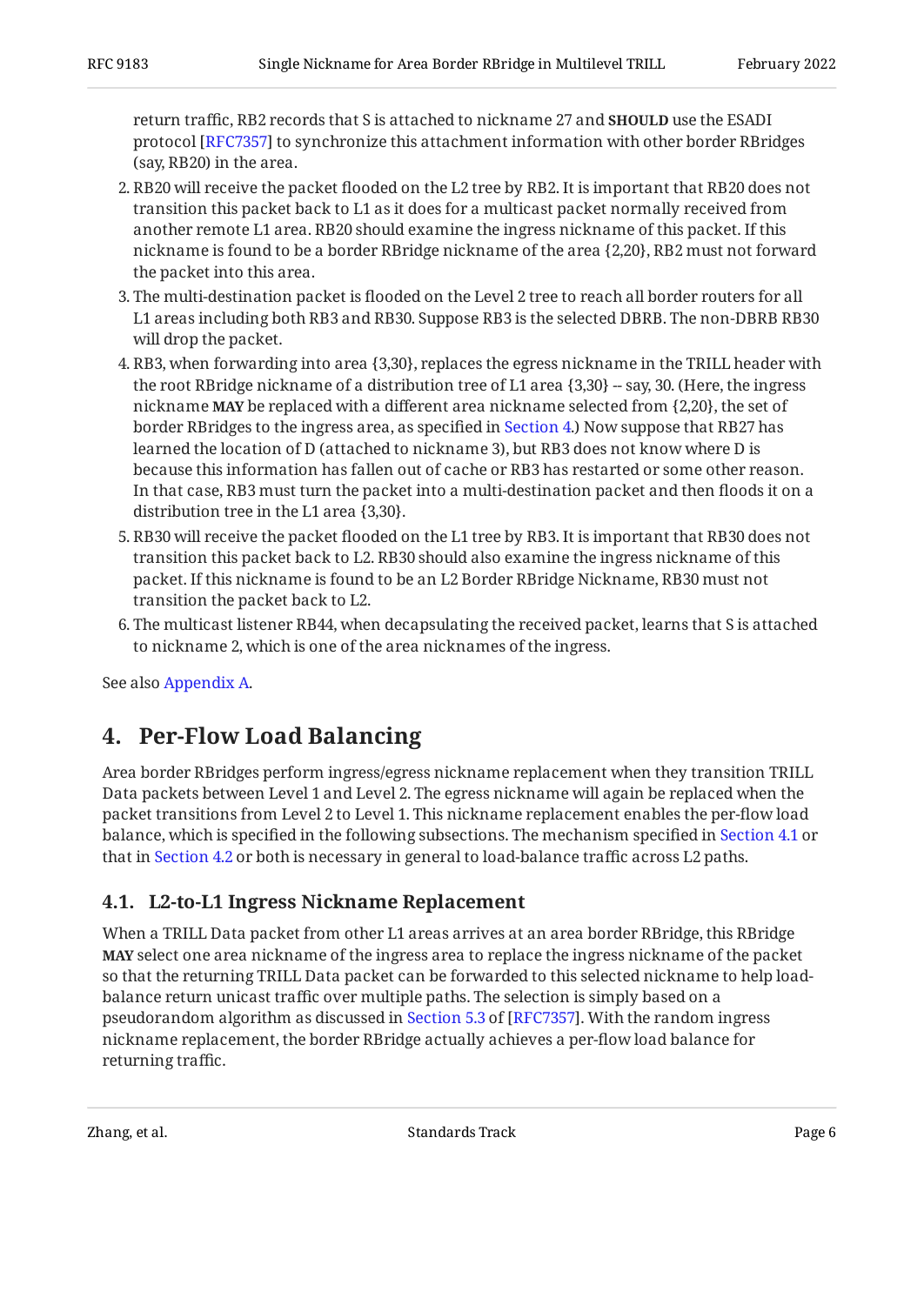return traffic, RB2 records that S is attached to nickname 27 and **SHOULD** use the ESADI protocol [RFC7357] to synchronize this attachment information with other border RBridges (say, RB20) in the area.

2. RB20 will receive the packet flooded on the L2 tree by RB2. It is important that RB20 does not transition this packet back to L1 as it does for a multicast packet normally received from another remote L1 area. RB20 should examine the ingress nickname of this packet. If this nickname is found to be a border RBridge nickname of the area {2,20}, RB2 must not forward the packet into this area.
3. The multi-destination packet is flooded on the Level 2 tree to reach all border routers for all L1 areas including both RB3 and RB30. Suppose RB3 is the selected DBRB. The non-DBRB RB30 will drop the packet.
4. RB3, when forwarding into area {3,30}, replaces the egress nickname in the TRILL header with the root RBridge nickname of a distribution tree of L1 area {3,30} -- say, 30. (Here, the ingress nickname **MAY** be replaced with a different area nickname selected from {2,20}, the set of border RBridges to the ingress area, as specified in Section 4.) Now suppose that RB27 has learned the location of D (attached to nickname 3), but RB3 does not know where D is because this information has fallen out of cache or RB3 has restarted or some other reason. In that case, RB3 must turn the packet into a multi-destination packet and then floods it on a distribution tree in the L1 area {3,30}.
5. RB30 will receive the packet flooded on the L1 tree by RB3. It is important that RB30 does not transition this packet back to L2. RB30 should also examine the ingress nickname of this packet. If this nickname is found to be an L2 Border RBridge Nickname, RB30 must not transition the packet back to L2.
6. The multicast listener RB44, when decapsulating the received packet, learns that S is attached to nickname 2, which is one of the area nicknames of the ingress.

See also Appendix A.

## 4. Per-Flow Load Balancing

Area border RBridges perform ingress/egress nickname replacement when they transition TRILL Data packets between Level 1 and Level 2. The egress nickname will again be replaced when the packet transitions from Level 2 to Level 1. This nickname replacement enables the per-flow load balance, which is specified in the following subsections. The mechanism specified in Section 4.1 or that in Section 4.2 or both is necessary in general to load-balance traffic across L2 paths.

### 4.1. L2-to-L1 Ingress Nickname Replacement

When a TRILL Data packet from other L1 areas arrives at an area border RBridge, this RBridge **MAY** select one area nickname of the ingress area to replace the ingress nickname of the packet so that the returning TRILL Data packet can be forwarded to this selected nickname to help load-balance return unicast traffic over multiple paths. The selection is simply based on a pseudorandom algorithm as discussed in Section 5.3 of [RFC7357]. With the random ingress nickname replacement, the border RBridge actually achieves a per-flow load balance for returning traffic.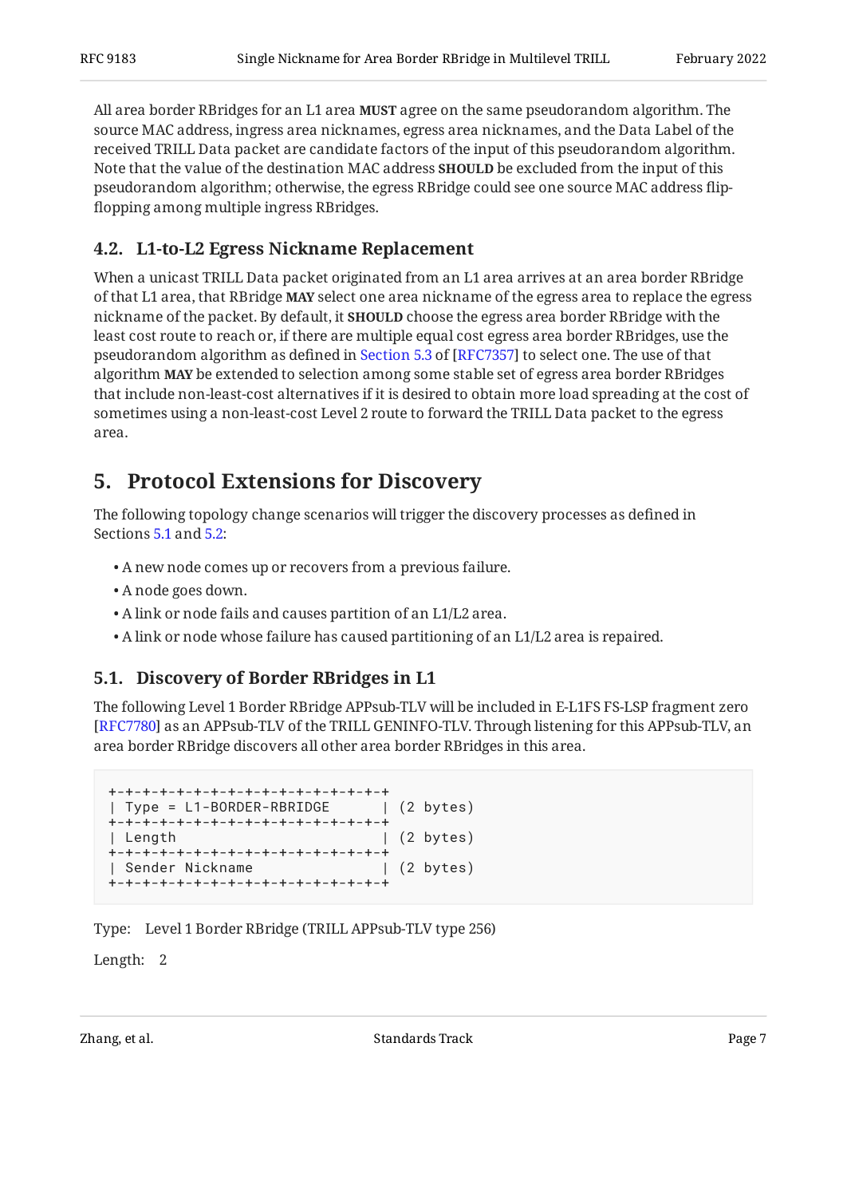All area border RBridges for an L1 area **MUST** agree on the same pseudorandom algorithm. The source MAC address, ingress area nicknames, egress area nicknames, and the Data Label of the received TRILL Data packet are candidate factors of the input of this pseudorandom algorithm. Note that the value of the destination MAC address **SHOULD** be excluded from the input of this pseudorandom algorithm; otherwise, the egress RBridge could see one source MAC address flip-flopping among multiple ingress RBridges.

### 4.2. L1-to-L2 Egress Nickname Replacement

When a unicast TRILL Data packet originated from an L1 area arrives at an area border RBridge of that L1 area, that RBridge **MAY** select one area nickname of the egress area to replace the egress nickname of the packet. By default, it **SHOULD** choose the egress area border RBridge with the least cost route to reach or, if there are multiple equal cost egress area border RBridges, use the pseudorandom algorithm as defined in Section 5.3 of [RFC7357] to select one. The use of that algorithm **MAY** be extended to selection among some stable set of egress area border RBridges that include non-least-cost alternatives if it is desired to obtain more load spreading at the cost of sometimes using a non-least-cost Level 2 route to forward the TRILL Data packet to the egress area.

## 5. Protocol Extensions for Discovery

The following topology change scenarios will trigger the discovery processes as defined in Sections 5.1 and 5.2:

- A new node comes up or recovers from a previous failure.
- A node goes down.
- A link or node fails and causes partition of an L1/L2 area.
- A link or node whose failure has caused partitioning of an L1/L2 area is repaired.

### 5.1. Discovery of Border RBridges in L1

The following Level 1 Border RBridge APPsub-TLV will be included in E-L1FS FS-LSP fragment zero [RFC7780] as an APPsub-TLV of the TRILL GENINFO-TLV. Through listening for this APPsub-TLV, an area border RBridge discovers all other area border RBridges in this area.

```
+-+-+-+-+-+-+-+-+-+-+-+-+-+-+-+-+-+
| Type = L1-BORDER-RBRIDGE        |  (2 bytes)
+-+-+-+-+-+-+-+-+-+-+-+-+-+-+-+-+-+
| Length                          |  (2 bytes)
+-+-+-+-+-+-+-+-+-+-+-+-+-+-+-+-+-+
| Sender Nickname                 |  (2 bytes)
+-+-+-+-+-+-+-+-+-+-+-+-+-+-+-+-+-+
```

Type: Level 1 Border RBridge (TRILL APPsub-TLV type 256)

Length: 2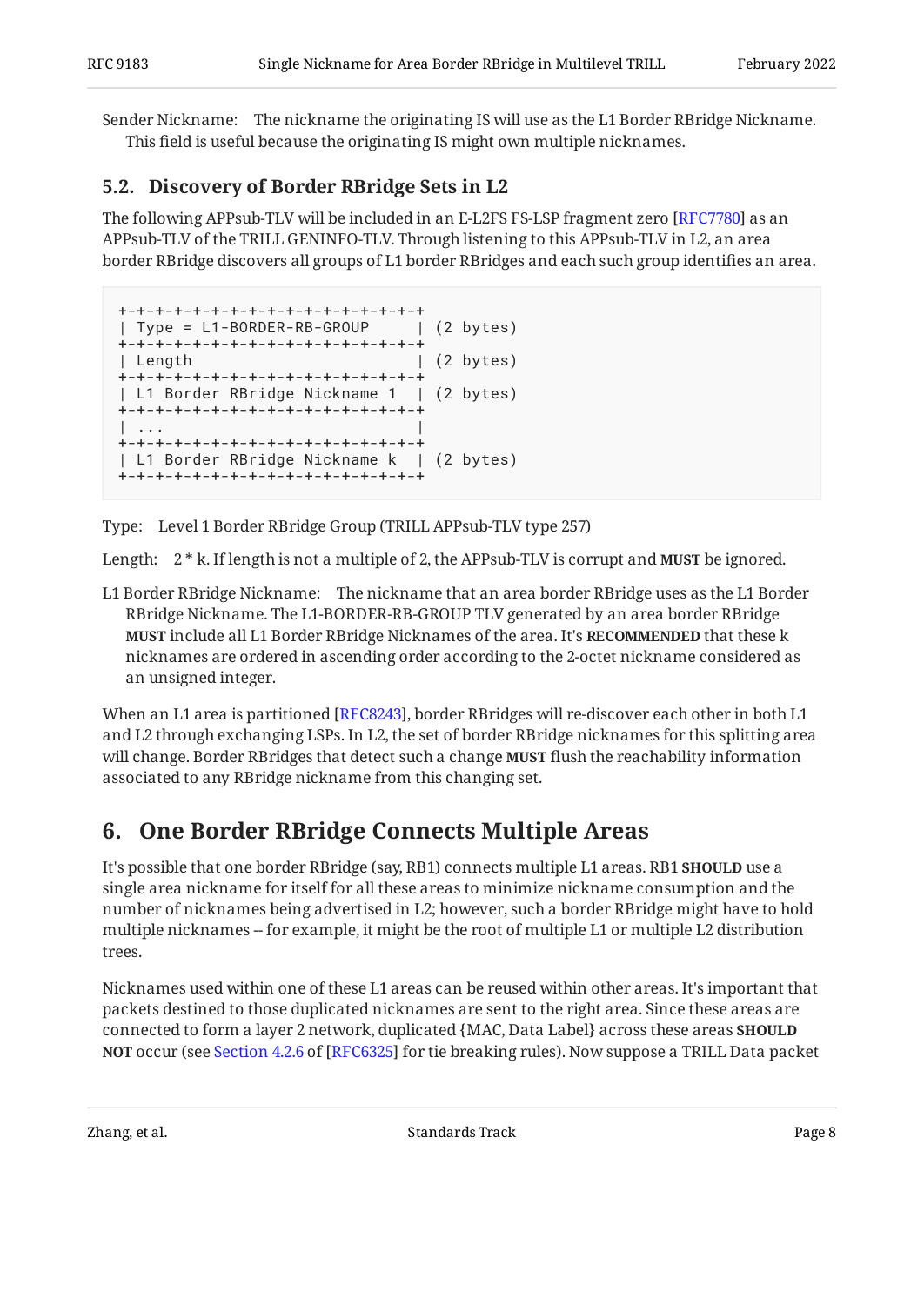Sender Nickname: The nickname the originating IS will use as the L1 Border RBridge Nickname. This field is useful because the originating IS might own multiple nicknames.

### 5.2. Discovery of Border RBridge Sets in L2

The following APPsub-TLV will be included in an E-L2FS FS-LSP fragment zero [RFC7780] as an APPsub-TLV of the TRILL GENINFO-TLV. Through listening to this APPsub-TLV in L2, an area border RBridge discovers all groups of L1 border RBridges and each such group identifies an area.

```
+-+-+-+-+-+-+-+-+-+-+-+-+-+-+-+-+-+
| Type = L1-BORDER-RB-GROUP     | (2 bytes)
+-+-+-+-+-+-+-+-+-+-+-+-+-+-+-+-+-+
| Length                        | (2 bytes)
+-+-+-+-+-+-+-+-+-+-+-+-+-+-+-+-+-+
| L1 Border RBridge Nickname 1  | (2 bytes)
+-+-+-+-+-+-+-+-+-+-+-+-+-+-+-+-+-+
| ...                           |
+-+-+-+-+-+-+-+-+-+-+-+-+-+-+-+-+-+
| L1 Border RBridge Nickname k  | (2 bytes)
+-+-+-+-+-+-+-+-+-+-+-+-+-+-+-+-+-+
```

Type: Level 1 Border RBridge Group (TRILL APPsub-TLV type 257)

Length: 2 * k. If length is not a multiple of 2, the APPsub-TLV is corrupt and **MUST** be ignored.

L1 Border RBridge Nickname: The nickname that an area border RBridge uses as the L1 Border RBridge Nickname. The L1-BORDER-RB-GROUP TLV generated by an area border RBridge **MUST** include all L1 Border RBridge Nicknames of the area. It's **RECOMMENDED** that these k nicknames are ordered in ascending order according to the 2-octet nickname considered as an unsigned integer.

When an L1 area is partitioned [RFC8243], border RBridges will re-discover each other in both L1 and L2 through exchanging LSPs. In L2, the set of border RBridge nicknames for this splitting area will change. Border RBridges that detect such a change **MUST** flush the reachability information associated to any RBridge nickname from this changing set.

## 6. One Border RBridge Connects Multiple Areas

It's possible that one border RBridge (say, RB1) connects multiple L1 areas. RB1 **SHOULD** use a single area nickname for itself for all these areas to minimize nickname consumption and the number of nicknames being advertised in L2; however, such a border RBridge might have to hold multiple nicknames -- for example, it might be the root of multiple L1 or multiple L2 distribution trees.

Nicknames used within one of these L1 areas can be reused within other areas. It's important that packets destined to those duplicated nicknames are sent to the right area. Since these areas are connected to form a layer 2 network, duplicated {MAC, Data Label} across these areas **SHOULD NOT** occur (see Section 4.2.6 of [RFC6325] for tie breaking rules). Now suppose a TRILL Data packet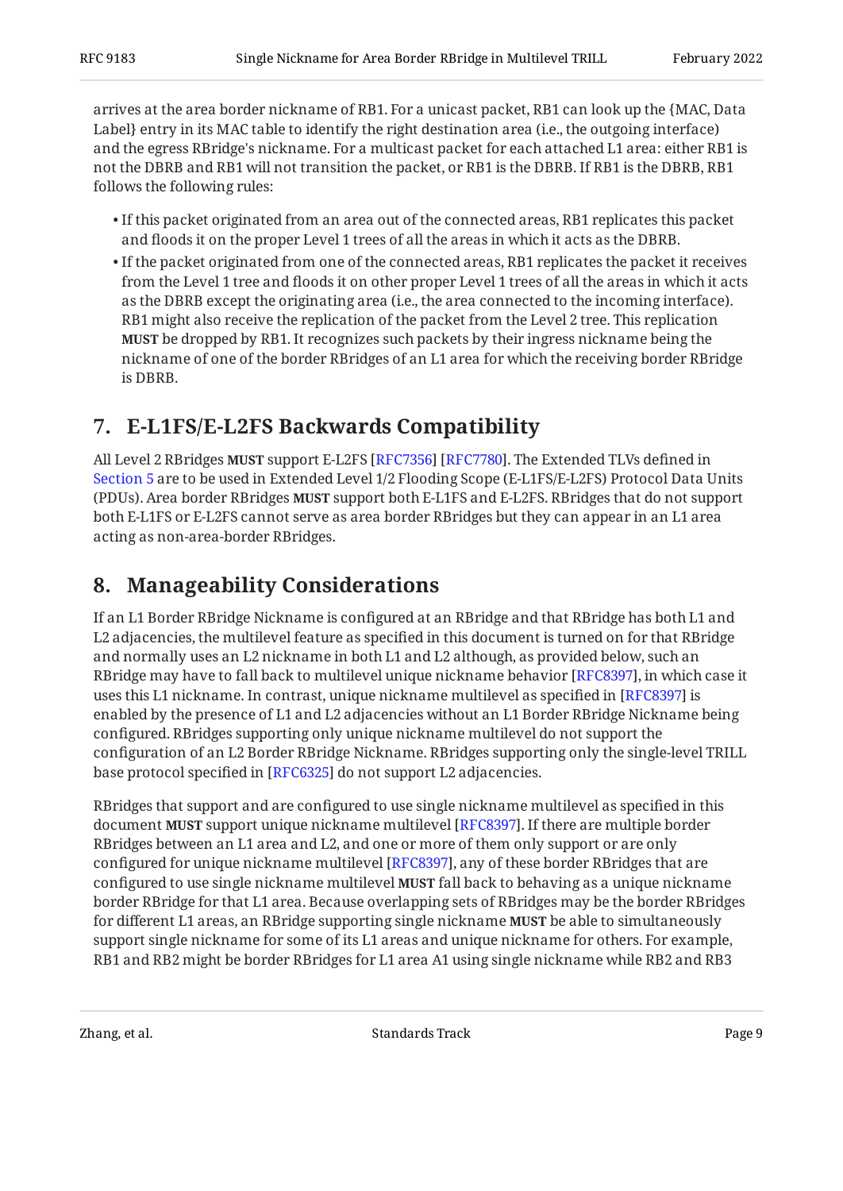arrives at the area border nickname of RB1. For a unicast packet, RB1 can look up the {MAC, Data Label} entry in its MAC table to identify the right destination area (i.e., the outgoing interface) and the egress RBridge's nickname. For a multicast packet for each attached L1 area: either RB1 is not the DBRB and RB1 will not transition the packet, or RB1 is the DBRB. If RB1 is the DBRB, RB1 follows the following rules:

- If this packet originated from an area out of the connected areas, RB1 replicates this packet and floods it on the proper Level 1 trees of all the areas in which it acts as the DBRB.
- If the packet originated from one of the connected areas, RB1 replicates the packet it receives from the Level 1 tree and floods it on other proper Level 1 trees of all the areas in which it acts as the DBRB except the originating area (i.e., the area connected to the incoming interface). RB1 might also receive the replication of the packet from the Level 2 tree. This replication **MUST** be dropped by RB1. It recognizes such packets by their ingress nickname being the nickname of one of the border RBridges of an L1 area for which the receiving border RBridge is DBRB.

## 7. E-L1FS/E-L2FS Backwards Compatibility

All Level 2 RBridges **MUST** support E-L2FS [RFC7356] [RFC7780]. The Extended TLVs defined in Section 5 are to be used in Extended Level 1/2 Flooding Scope (E-L1FS/E-L2FS) Protocol Data Units (PDUs). Area border RBridges **MUST** support both E-L1FS and E-L2FS. RBridges that do not support both E-L1FS or E-L2FS cannot serve as area border RBridges but they can appear in an L1 area acting as non-area-border RBridges.

## 8. Manageability Considerations

If an L1 Border RBridge Nickname is configured at an RBridge and that RBridge has both L1 and L2 adjacencies, the multilevel feature as specified in this document is turned on for that RBridge and normally uses an L2 nickname in both L1 and L2 although, as provided below, such an RBridge may have to fall back to multilevel unique nickname behavior [RFC8397], in which case it uses this L1 nickname. In contrast, unique nickname multilevel as specified in [RFC8397] is enabled by the presence of L1 and L2 adjacencies without an L1 Border RBridge Nickname being configured. RBridges supporting only unique nickname multilevel do not support the configuration of an L2 Border RBridge Nickname. RBridges supporting only the single-level TRILL base protocol specified in [RFC6325] do not support L2 adjacencies.

RBridges that support and are configured to use single nickname multilevel as specified in this document **MUST** support unique nickname multilevel [RFC8397]. If there are multiple border RBridges between an L1 area and L2, and one or more of them only support or are only configured for unique nickname multilevel [RFC8397], any of these border RBridges that are configured to use single nickname multilevel **MUST** fall back to behaving as a unique nickname border RBridge for that L1 area. Because overlapping sets of RBridges may be the border RBridges for different L1 areas, an RBridge supporting single nickname **MUST** be able to simultaneously support single nickname for some of its L1 areas and unique nickname for others. For example, RB1 and RB2 might be border RBridges for L1 area A1 using single nickname while RB2 and RB3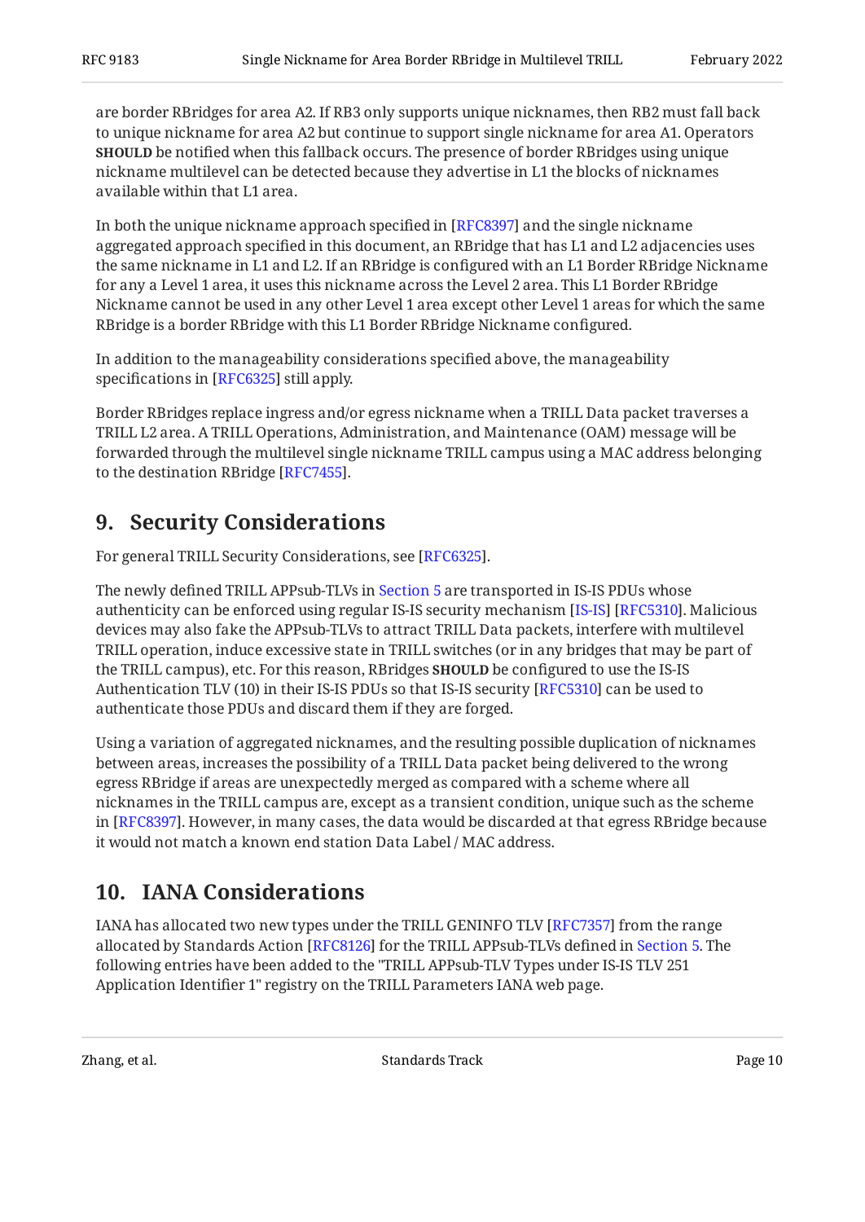are border RBridges for area A2. If RB3 only supports unique nicknames, then RB2 must fall back to unique nickname for area A2 but continue to support single nickname for area A1. Operators **SHOULD** be notified when this fallback occurs. The presence of border RBridges using unique nickname multilevel can be detected because they advertise in L1 the blocks of nicknames available within that L1 area.

In both the unique nickname approach specified in [RFC8397] and the single nickname aggregated approach specified in this document, an RBridge that has L1 and L2 adjacencies uses the same nickname in L1 and L2. If an RBridge is configured with an L1 Border RBridge Nickname for any a Level 1 area, it uses this nickname across the Level 2 area. This L1 Border RBridge Nickname cannot be used in any other Level 1 area except other Level 1 areas for which the same RBridge is a border RBridge with this L1 Border RBridge Nickname configured.

In addition to the manageability considerations specified above, the manageability specifications in [RFC6325] still apply.

Border RBridges replace ingress and/or egress nickname when a TRILL Data packet traverses a TRILL L2 area. A TRILL Operations, Administration, and Maintenance (OAM) message will be forwarded through the multilevel single nickname TRILL campus using a MAC address belonging to the destination RBridge [RFC7455].

## 9. Security Considerations

For general TRILL Security Considerations, see [RFC6325].

The newly defined TRILL APPsub-TLVs in Section 5 are transported in IS-IS PDUs whose authenticity can be enforced using regular IS-IS security mechanism [IS-IS] [RFC5310]. Malicious devices may also fake the APPsub-TLVs to attract TRILL Data packets, interfere with multilevel TRILL operation, induce excessive state in TRILL switches (or in any bridges that may be part of the TRILL campus), etc. For this reason, RBridges **SHOULD** be configured to use the IS-IS Authentication TLV (10) in their IS-IS PDUs so that IS-IS security [RFC5310] can be used to authenticate those PDUs and discard them if they are forged.

Using a variation of aggregated nicknames, and the resulting possible duplication of nicknames between areas, increases the possibility of a TRILL Data packet being delivered to the wrong egress RBridge if areas are unexpectedly merged as compared with a scheme where all nicknames in the TRILL campus are, except as a transient condition, unique such as the scheme in [RFC8397]. However, in many cases, the data would be discarded at that egress RBridge because it would not match a known end station Data Label / MAC address.

## 10. IANA Considerations

IANA has allocated two new types under the TRILL GENINFO TLV [RFC7357] from the range allocated by Standards Action [RFC8126] for the TRILL APPsub-TLVs defined in Section 5. The following entries have been added to the "TRILL APPsub-TLV Types under IS-IS TLV 251 Application Identifier 1" registry on the TRILL Parameters IANA web page.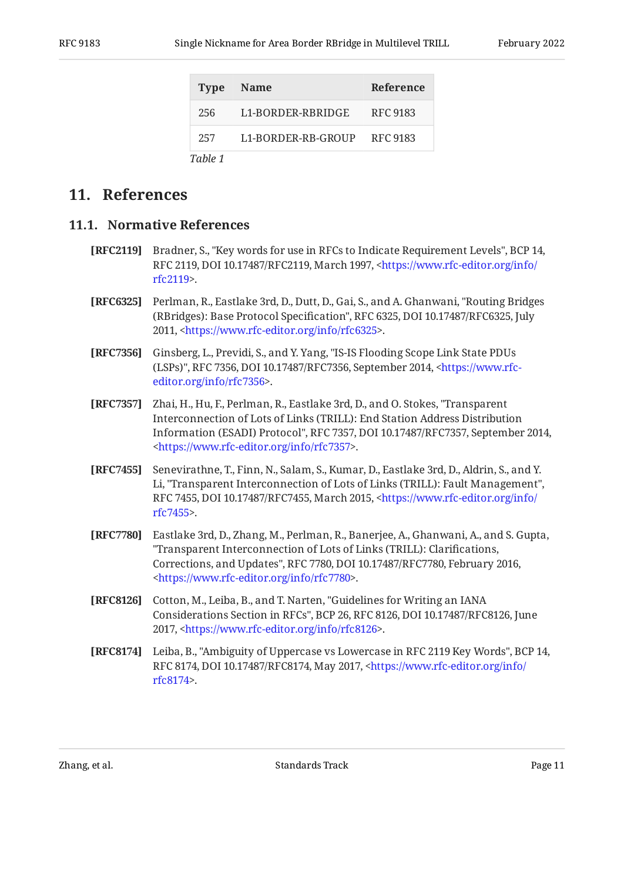| Type | Name | Reference |
|---|---|---|
| 256 | L1-BORDER-RBRIDGE | RFC 9183 |
| 257 | L1-BORDER-RB-GROUP | RFC 9183 |

*Table 1*

# 11. References

## 11.1. Normative References

**[RFC2119]** Bradner, S., "Key words for use in RFCs to Indicate Requirement Levels", BCP 14, RFC 2119, DOI 10.17487/RFC2119, March 1997, <https://www.rfc-editor.org/info/rfc2119>.

**[RFC6325]** Perlman, R., Eastlake 3rd, D., Dutt, D., Gai, S., and A. Ghanwani, "Routing Bridges (RBridges): Base Protocol Specification", RFC 6325, DOI 10.17487/RFC6325, July 2011, <https://www.rfc-editor.org/info/rfc6325>.

**[RFC7356]** Ginsberg, L., Previdi, S., and Y. Yang, "IS-IS Flooding Scope Link State PDUs (LSPs)", RFC 7356, DOI 10.17487/RFC7356, September 2014, <https://www.rfc-editor.org/info/rfc7356>.

**[RFC7357]** Zhai, H., Hu, F., Perlman, R., Eastlake 3rd, D., and O. Stokes, "Transparent Interconnection of Lots of Links (TRILL): End Station Address Distribution Information (ESADI) Protocol", RFC 7357, DOI 10.17487/RFC7357, September 2014, <https://www.rfc-editor.org/info/rfc7357>.

**[RFC7455]** Senevirathne, T., Finn, N., Salam, S., Kumar, D., Eastlake 3rd, D., Aldrin, S., and Y. Li, "Transparent Interconnection of Lots of Links (TRILL): Fault Management", RFC 7455, DOI 10.17487/RFC7455, March 2015, <https://www.rfc-editor.org/info/rfc7455>.

**[RFC7780]** Eastlake 3rd, D., Zhang, M., Perlman, R., Banerjee, A., Ghanwani, A., and S. Gupta, "Transparent Interconnection of Lots of Links (TRILL): Clarifications, Corrections, and Updates", RFC 7780, DOI 10.17487/RFC7780, February 2016, <https://www.rfc-editor.org/info/rfc7780>.

**[RFC8126]** Cotton, M., Leiba, B., and T. Narten, "Guidelines for Writing an IANA Considerations Section in RFCs", BCP 26, RFC 8126, DOI 10.17487/RFC8126, June 2017, <https://www.rfc-editor.org/info/rfc8126>.

**[RFC8174]** Leiba, B., "Ambiguity of Uppercase vs Lowercase in RFC 2119 Key Words", BCP 14, RFC 8174, DOI 10.17487/RFC8174, May 2017, <https://www.rfc-editor.org/info/rfc8174>.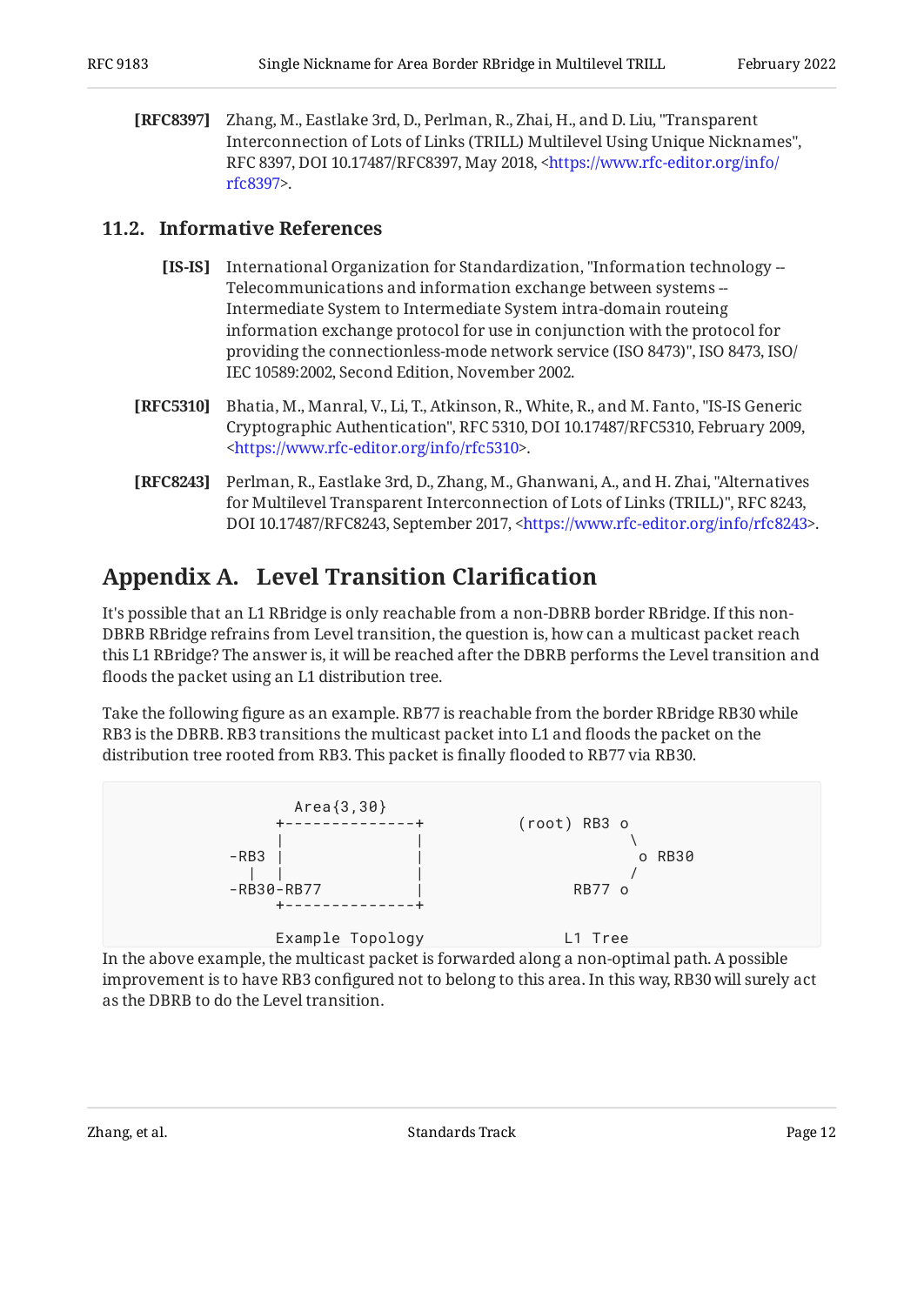**[RFC8397]** Zhang, M., Eastlake 3rd, D., Perlman, R., Zhai, H., and D. Liu, "Transparent Interconnection of Lots of Links (TRILL) Multilevel Using Unique Nicknames", RFC 8397, DOI 10.17487/RFC8397, May 2018, <https://www.rfc-editor.org/info/rfc8397>.

### 11.2. Informative References

**[IS-IS]** International Organization for Standardization, "Information technology -- Telecommunications and information exchange between systems -- Intermediate System to Intermediate System intra-domain routeing information exchange protocol for use in conjunction with the protocol for providing the connectionless-mode network service (ISO 8473)", ISO 8473, ISO/IEC 10589:2002, Second Edition, November 2002.

**[RFC5310]** Bhatia, M., Manral, V., Li, T., Atkinson, R., White, R., and M. Fanto, "IS-IS Generic Cryptographic Authentication", RFC 5310, DOI 10.17487/RFC5310, February 2009, <https://www.rfc-editor.org/info/rfc5310>.

**[RFC8243]** Perlman, R., Eastlake 3rd, D., Zhang, M., Ghanwani, A., and H. Zhai, "Alternatives for Multilevel Transparent Interconnection of Lots of Links (TRILL)", RFC 8243, DOI 10.17487/RFC8243, September 2017, <https://www.rfc-editor.org/info/rfc8243>.

## Appendix A. Level Transition Clarification

It's possible that an L1 RBridge is only reachable from a non-DBRB border RBridge. If this non-DBRB RBridge refrains from Level transition, the question is, how can a multicast packet reach this L1 RBridge? The answer is, it will be reached after the DBRB performs the Level transition and floods the packet using an L1 distribution tree.

Take the following figure as an example. RB77 is reachable from the border RBridge RB30 while RB3 is the DBRB. RB3 transitions the multicast packet into L1 and floods the packet on the distribution tree rooted from RB3. This packet is finally flooded to RB77 via RB30.

```
              Area{3,30}
           +--------------+          (root) RB3 o
           |              |                      \
      -RB3 |              |                       o RB30
        |  |              |                      /
      -RB30-RB77          |                RB77 o
           +--------------+

           Example Topology                 L1 Tree
```

In the above example, the multicast packet is forwarded along a non-optimal path. A possible improvement is to have RB3 configured not to belong to this area. In this way, RB30 will surely act as the DBRB to do the Level transition.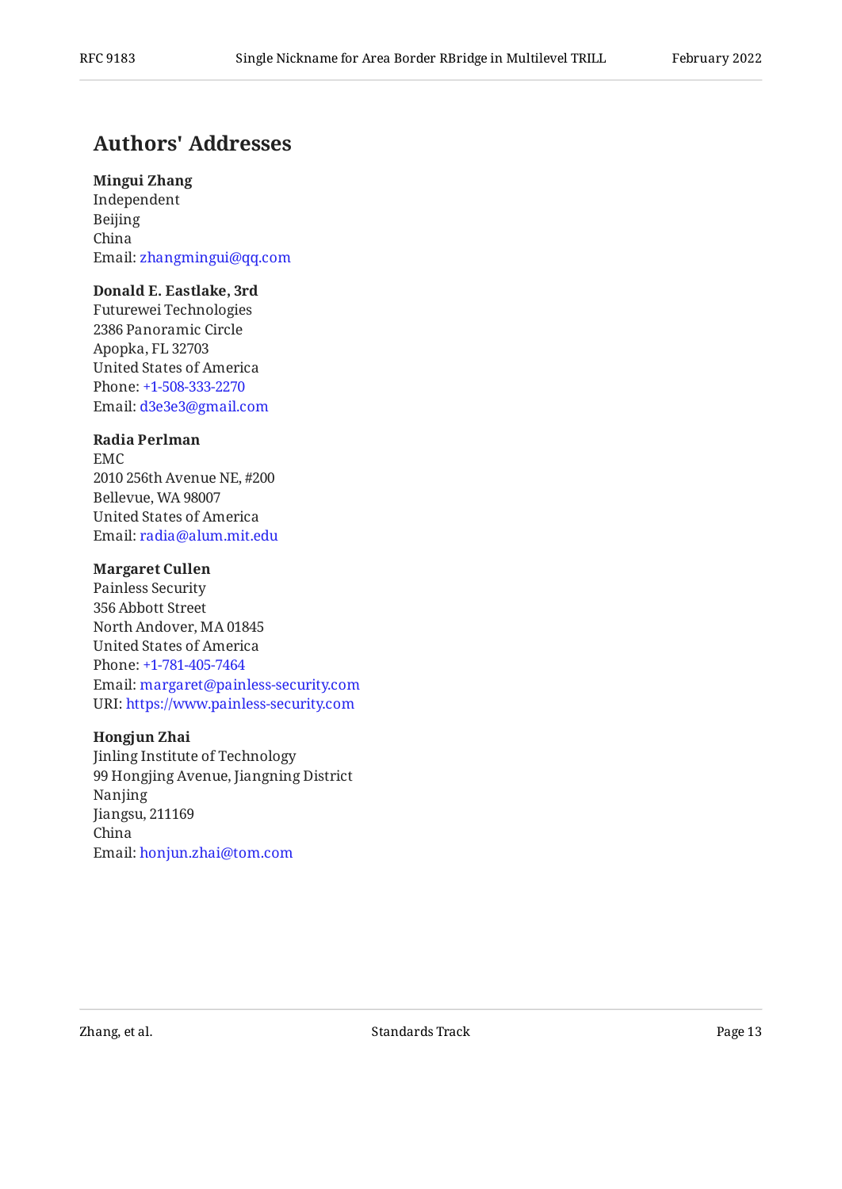## Authors' Addresses

**Mingui Zhang**
Independent
Beijing
China
Email: zhangmingui@qq.com

**Donald E. Eastlake, 3rd**
Futurewei Technologies
2386 Panoramic Circle
Apopka, FL 32703
United States of America
Phone: +1-508-333-2270
Email: d3e3e3@gmail.com

**Radia Perlman**
EMC
2010 256th Avenue NE, #200
Bellevue, WA 98007
United States of America
Email: radia@alum.mit.edu

**Margaret Cullen**
Painless Security
356 Abbott Street
North Andover, MA 01845
United States of America
Phone: +1-781-405-7464
Email: margaret@painless-security.com
URI: https://www.painless-security.com

**Hongjun Zhai**
Jinling Institute of Technology
99 Hongjing Avenue, Jiangning District
Nanjing
Jiangsu, 211169
China
Email: honjun.zhai@tom.com